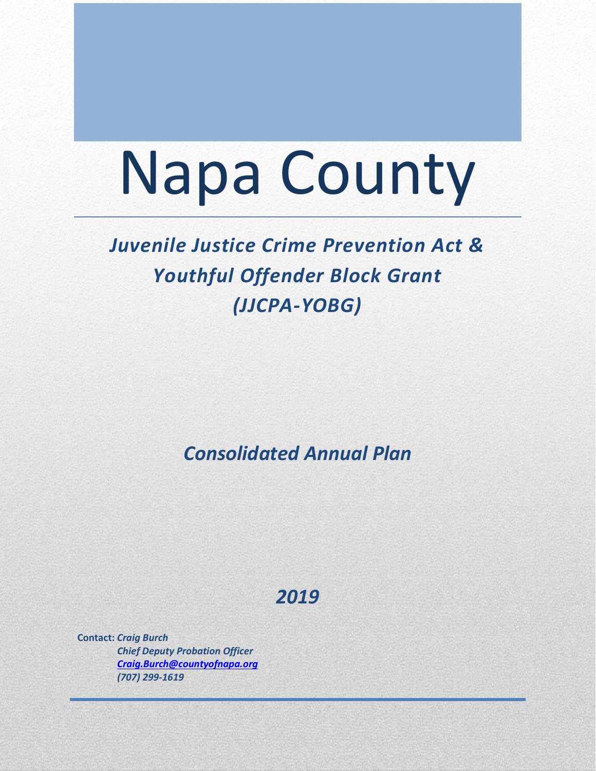# Napa County

## *Juvenile Justice Crime Prevention Act & Youthful Offender Block Grant (JJCPA-YOBG)*

## *Consolidated Annual Plan*

## *2019*

**Contact:** *Craig Burch*
*Chief Deputy Probation Officer*
*Craig.Burch@countyofnapa.org*
*(707) 299-1619*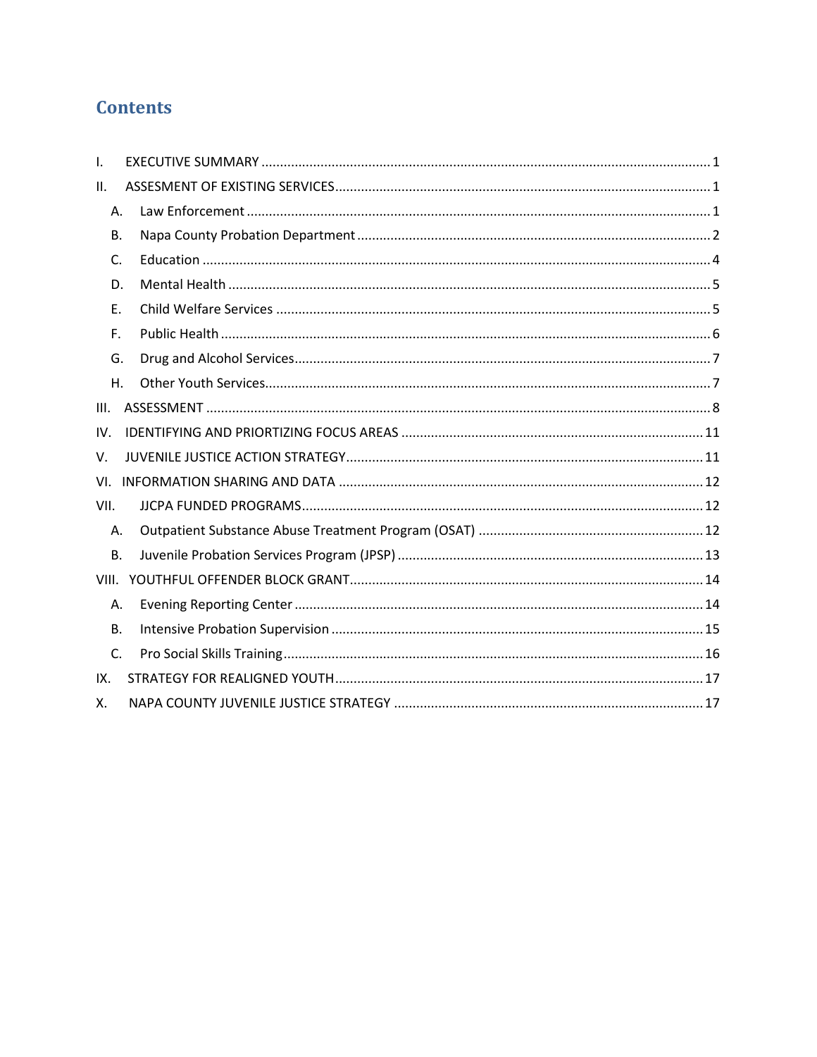# Contents

I. EXECUTIVE SUMMARY ........ 1

II. ASSESMENT OF EXISTING SERVICES ........ 1

- A. Law Enforcement ........ 1
- B. Napa County Probation Department ........ 2
- C. Education ........ 4
- D. Mental Health ........ 5
- E. Child Welfare Services ........ 5
- F. Public Health ........ 6
- G. Drug and Alcohol Services ........ 7
- H. Other Youth Services ........ 7

III. ASSESSMENT ........ 8

IV. IDENTIFYING AND PRIORTIZING FOCUS AREAS ........ 11

V. JUVENILE JUSTICE ACTION STRATEGY ........ 11

VI. INFORMATION SHARING AND DATA ........ 12

VII. JJCPA FUNDED PROGRAMS ........ 12

- A. Outpatient Substance Abuse Treatment Program (OSAT) ........ 12
- B. Juvenile Probation Services Program (JPSP) ........ 13

VIII. YOUTHFUL OFFENDER BLOCK GRANT ........ 14

- A. Evening Reporting Center ........ 14
- B. Intensive Probation Supervision ........ 15
- C. Pro Social Skills Training ........ 16

IX. STRATEGY FOR REALIGNED YOUTH ........ 17

X. NAPA COUNTY JUVENILE JUSTICE STRATEGY ........ 17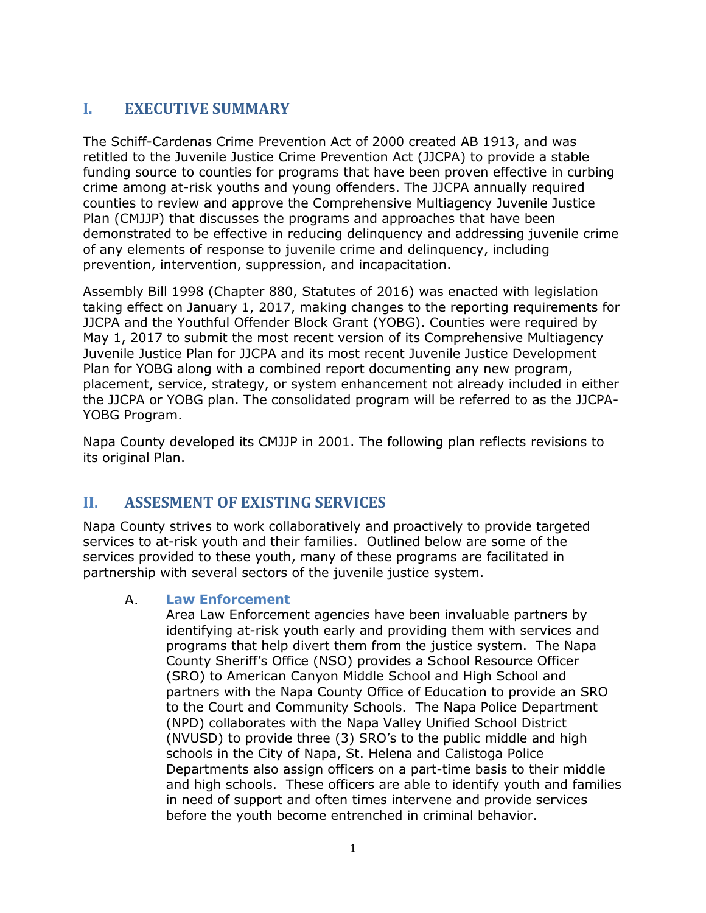## I. EXECUTIVE SUMMARY

The Schiff-Cardenas Crime Prevention Act of 2000 created AB 1913, and was retitled to the Juvenile Justice Crime Prevention Act (JJCPA) to provide a stable funding source to counties for programs that have been proven effective in curbing crime among at-risk youths and young offenders. The JJCPA annually required counties to review and approve the Comprehensive Multiagency Juvenile Justice Plan (CMJJP) that discusses the programs and approaches that have been demonstrated to be effective in reducing delinquency and addressing juvenile crime of any elements of response to juvenile crime and delinquency, including prevention, intervention, suppression, and incapacitation.

Assembly Bill 1998 (Chapter 880, Statutes of 2016) was enacted with legislation taking effect on January 1, 2017, making changes to the reporting requirements for JJCPA and the Youthful Offender Block Grant (YOBG). Counties were required by May 1, 2017 to submit the most recent version of its Comprehensive Multiagency Juvenile Justice Plan for JJCPA and its most recent Juvenile Justice Development Plan for YOBG along with a combined report documenting any new program, placement, service, strategy, or system enhancement not already included in either the JJCPA or YOBG plan. The consolidated program will be referred to as the JJCPA-YOBG Program.

Napa County developed its CMJJP in 2001. The following plan reflects revisions to its original Plan.

## II. ASSESMENT OF EXISTING SERVICES

Napa County strives to work collaboratively and proactively to provide targeted services to at-risk youth and their families. Outlined below are some of the services provided to these youth, many of these programs are facilitated in partnership with several sectors of the juvenile justice system.

### A. Law Enforcement

Area Law Enforcement agencies have been invaluable partners by identifying at-risk youth early and providing them with services and programs that help divert them from the justice system. The Napa County Sheriff's Office (NSO) provides a School Resource Officer (SRO) to American Canyon Middle School and High School and partners with the Napa County Office of Education to provide an SRO to the Court and Community Schools. The Napa Police Department (NPD) collaborates with the Napa Valley Unified School District (NVUSD) to provide three (3) SRO's to the public middle and high schools in the City of Napa, St. Helena and Calistoga Police Departments also assign officers on a part-time basis to their middle and high schools. These officers are able to identify youth and families in need of support and often times intervene and provide services before the youth become entrenched in criminal behavior.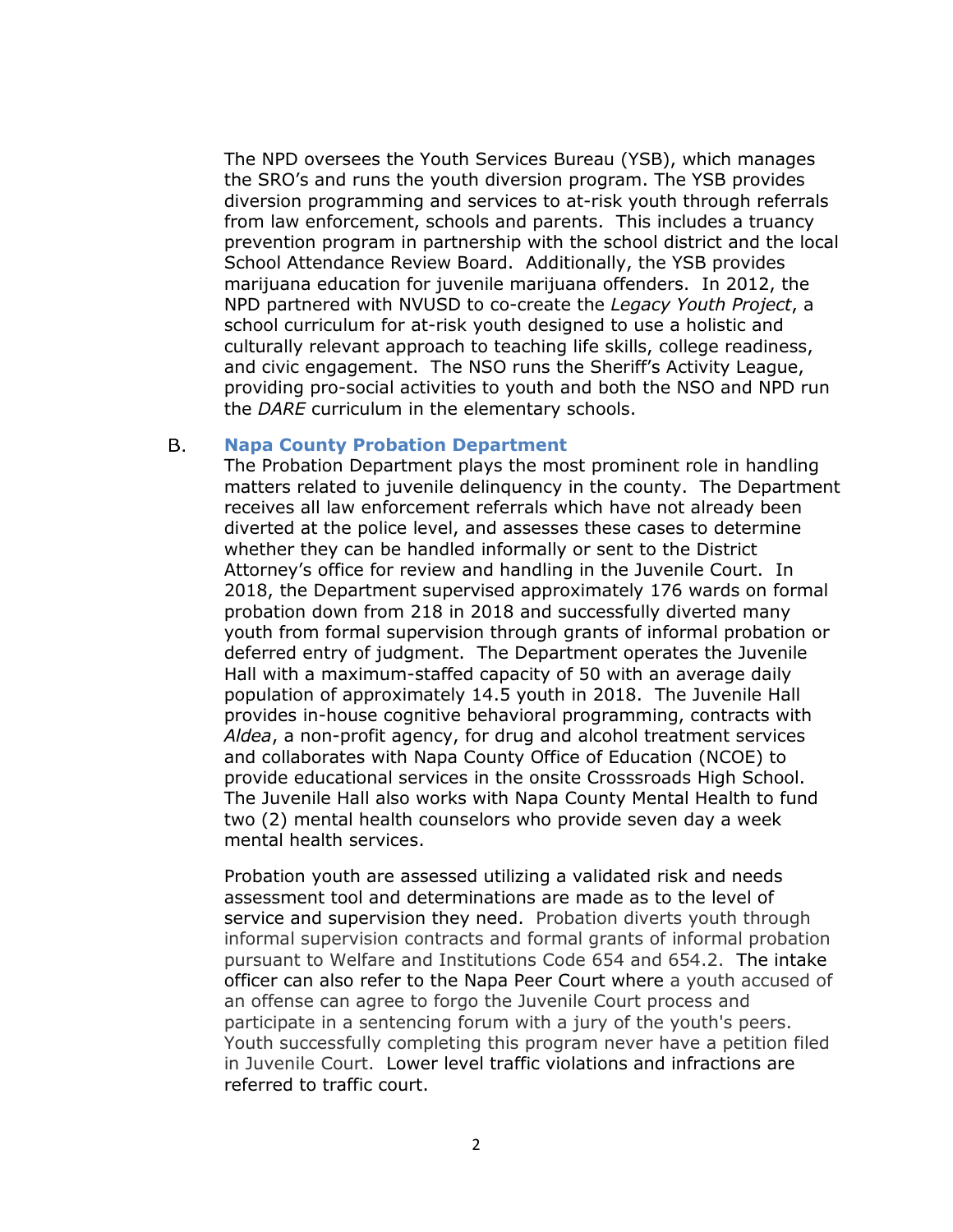The NPD oversees the Youth Services Bureau (YSB), which manages the SRO's and runs the youth diversion program. The YSB provides diversion programming and services to at-risk youth through referrals from law enforcement, schools and parents. This includes a truancy prevention program in partnership with the school district and the local School Attendance Review Board. Additionally, the YSB provides marijuana education for juvenile marijuana offenders. In 2012, the NPD partnered with NVUSD to co-create the *Legacy Youth Project*, a school curriculum for at-risk youth designed to use a holistic and culturally relevant approach to teaching life skills, college readiness, and civic engagement. The NSO runs the Sheriff's Activity League, providing pro-social activities to youth and both the NSO and NPD run the *DARE* curriculum in the elementary schools.

### B. Napa County Probation Department

The Probation Department plays the most prominent role in handling matters related to juvenile delinquency in the county. The Department receives all law enforcement referrals which have not already been diverted at the police level, and assesses these cases to determine whether they can be handled informally or sent to the District Attorney's office for review and handling in the Juvenile Court. In 2018, the Department supervised approximately 176 wards on formal probation down from 218 in 2018 and successfully diverted many youth from formal supervision through grants of informal probation or deferred entry of judgment. The Department operates the Juvenile Hall with a maximum-staffed capacity of 50 with an average daily population of approximately 14.5 youth in 2018. The Juvenile Hall provides in-house cognitive behavioral programming, contracts with *Aldea*, a non-profit agency, for drug and alcohol treatment services and collaborates with Napa County Office of Education (NCOE) to provide educational services in the onsite Crosssroads High School. The Juvenile Hall also works with Napa County Mental Health to fund two (2) mental health counselors who provide seven day a week mental health services.

Probation youth are assessed utilizing a validated risk and needs assessment tool and determinations are made as to the level of service and supervision they need. Probation diverts youth through informal supervision contracts and formal grants of informal probation pursuant to Welfare and Institutions Code 654 and 654.2. The intake officer can also refer to the Napa Peer Court where a youth accused of an offense can agree to forgo the Juvenile Court process and participate in a sentencing forum with a jury of the youth's peers. Youth successfully completing this program never have a petition filed in Juvenile Court. Lower level traffic violations and infractions are referred to traffic court.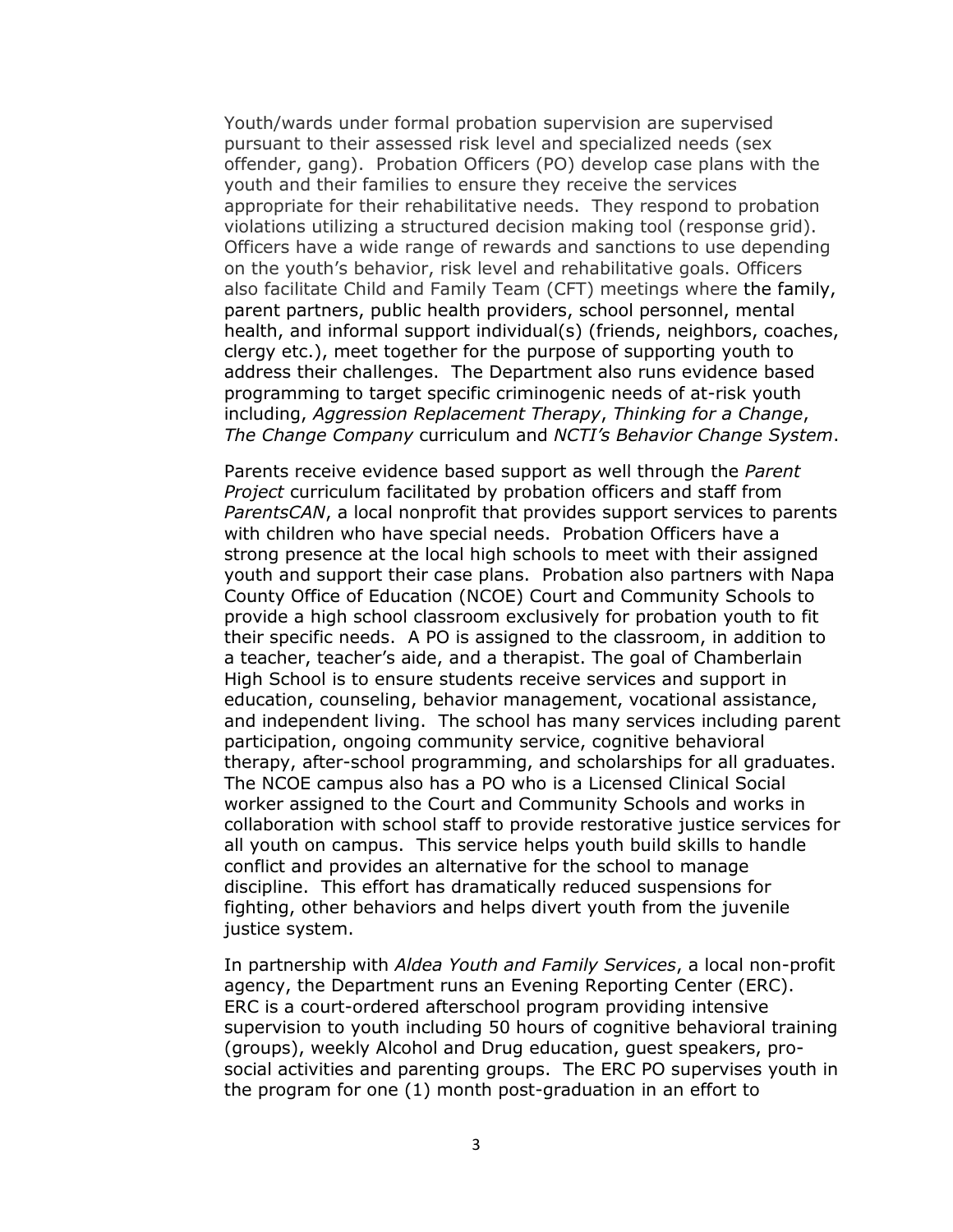Youth/wards under formal probation supervision are supervised pursuant to their assessed risk level and specialized needs (sex offender, gang). Probation Officers (PO) develop case plans with the youth and their families to ensure they receive the services appropriate for their rehabilitative needs. They respond to probation violations utilizing a structured decision making tool (response grid). Officers have a wide range of rewards and sanctions to use depending on the youth's behavior, risk level and rehabilitative goals. Officers also facilitate Child and Family Team (CFT) meetings where the family, parent partners, public health providers, school personnel, mental health, and informal support individual(s) (friends, neighbors, coaches, clergy etc.), meet together for the purpose of supporting youth to address their challenges. The Department also runs evidence based programming to target specific criminogenic needs of at-risk youth including, *Aggression Replacement Therapy*, *Thinking for a Change*, *The Change Company* curriculum and *NCTI's Behavior Change System*.

Parents receive evidence based support as well through the *Parent Project* curriculum facilitated by probation officers and staff from *ParentsCAN*, a local nonprofit that provides support services to parents with children who have special needs. Probation Officers have a strong presence at the local high schools to meet with their assigned youth and support their case plans. Probation also partners with Napa County Office of Education (NCOE) Court and Community Schools to provide a high school classroom exclusively for probation youth to fit their specific needs. A PO is assigned to the classroom, in addition to a teacher, teacher's aide, and a therapist. The goal of Chamberlain High School is to ensure students receive services and support in education, counseling, behavior management, vocational assistance, and independent living. The school has many services including parent participation, ongoing community service, cognitive behavioral therapy, after-school programming, and scholarships for all graduates. The NCOE campus also has a PO who is a Licensed Clinical Social worker assigned to the Court and Community Schools and works in collaboration with school staff to provide restorative justice services for all youth on campus. This service helps youth build skills to handle conflict and provides an alternative for the school to manage discipline. This effort has dramatically reduced suspensions for fighting, other behaviors and helps divert youth from the juvenile justice system.

In partnership with *Aldea Youth and Family Services*, a local non-profit agency, the Department runs an Evening Reporting Center (ERC). ERC is a court-ordered afterschool program providing intensive supervision to youth including 50 hours of cognitive behavioral training (groups), weekly Alcohol and Drug education, guest speakers, pro-social activities and parenting groups. The ERC PO supervises youth in the program for one (1) month post-graduation in an effort to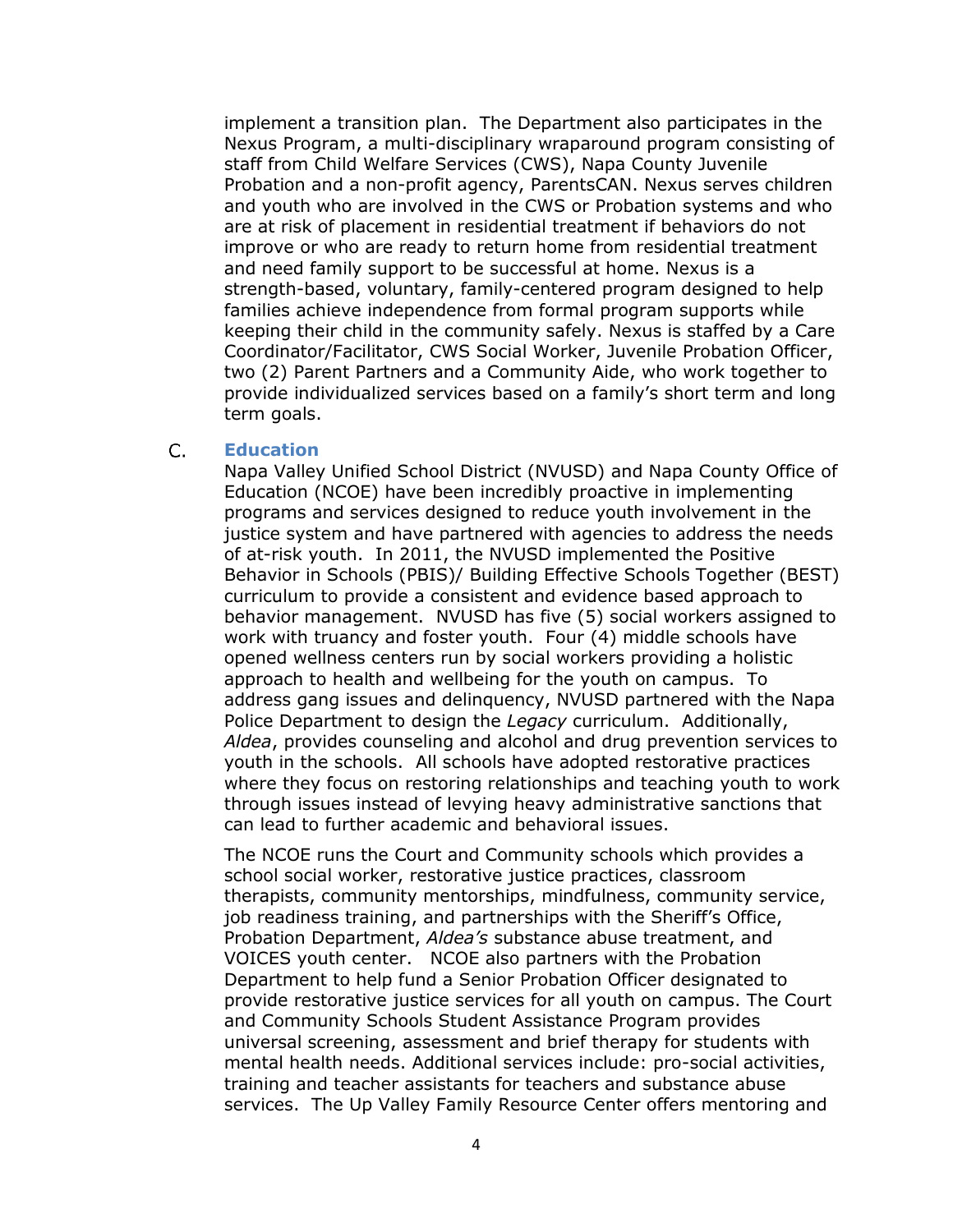implement a transition plan. The Department also participates in the Nexus Program, a multi-disciplinary wraparound program consisting of staff from Child Welfare Services (CWS), Napa County Juvenile Probation and a non-profit agency, ParentsCAN. Nexus serves children and youth who are involved in the CWS or Probation systems and who are at risk of placement in residential treatment if behaviors do not improve or who are ready to return home from residential treatment and need family support to be successful at home. Nexus is a strength-based, voluntary, family-centered program designed to help families achieve independence from formal program supports while keeping their child in the community safely. Nexus is staffed by a Care Coordinator/Facilitator, CWS Social Worker, Juvenile Probation Officer, two (2) Parent Partners and a Community Aide, who work together to provide individualized services based on a family's short term and long term goals.

### C. Education

Napa Valley Unified School District (NVUSD) and Napa County Office of Education (NCOE) have been incredibly proactive in implementing programs and services designed to reduce youth involvement in the justice system and have partnered with agencies to address the needs of at-risk youth. In 2011, the NVUSD implemented the Positive Behavior in Schools (PBIS)/ Building Effective Schools Together (BEST) curriculum to provide a consistent and evidence based approach to behavior management. NVUSD has five (5) social workers assigned to work with truancy and foster youth. Four (4) middle schools have opened wellness centers run by social workers providing a holistic approach to health and wellbeing for the youth on campus. To address gang issues and delinquency, NVUSD partnered with the Napa Police Department to design the *Legacy* curriculum. Additionally, *Aldea*, provides counseling and alcohol and drug prevention services to youth in the schools. All schools have adopted restorative practices where they focus on restoring relationships and teaching youth to work through issues instead of levying heavy administrative sanctions that can lead to further academic and behavioral issues.

The NCOE runs the Court and Community schools which provides a school social worker, restorative justice practices, classroom therapists, community mentorships, mindfulness, community service, job readiness training, and partnerships with the Sheriff's Office, Probation Department, *Aldea's* substance abuse treatment, and VOICES youth center. NCOE also partners with the Probation Department to help fund a Senior Probation Officer designated to provide restorative justice services for all youth on campus. The Court and Community Schools Student Assistance Program provides universal screening, assessment and brief therapy for students with mental health needs. Additional services include: pro-social activities, training and teacher assistants for teachers and substance abuse services. The Up Valley Family Resource Center offers mentoring and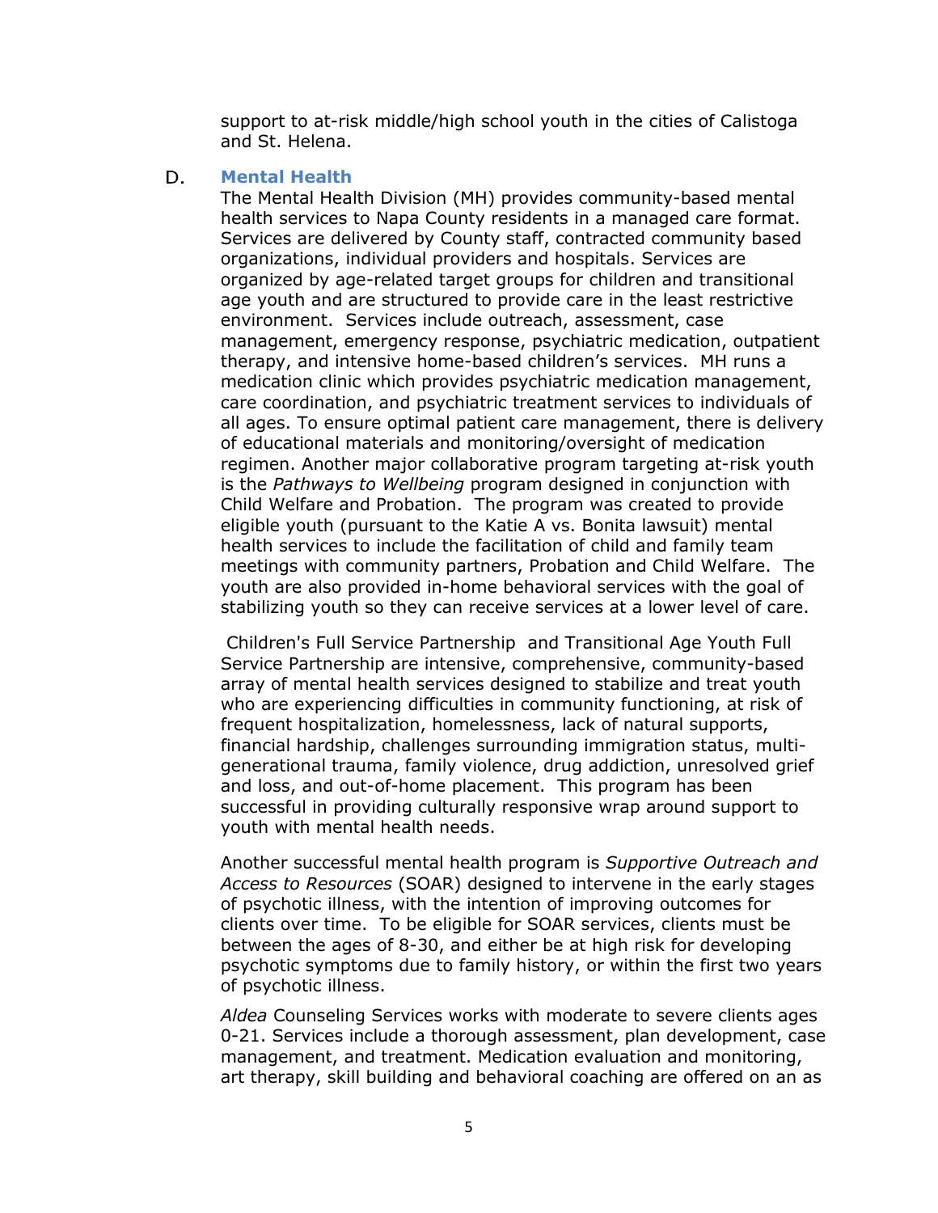support to at-risk middle/high school youth in the cities of Calistoga and St. Helena.

### D. Mental Health

The Mental Health Division (MH) provides community-based mental health services to Napa County residents in a managed care format. Services are delivered by County staff, contracted community based organizations, individual providers and hospitals. Services are organized by age-related target groups for children and transitional age youth and are structured to provide care in the least restrictive environment. Services include outreach, assessment, case management, emergency response, psychiatric medication, outpatient therapy, and intensive home-based children's services. MH runs a medication clinic which provides psychiatric medication management, care coordination, and psychiatric treatment services to individuals of all ages. To ensure optimal patient care management, there is delivery of educational materials and monitoring/oversight of medication regimen. Another major collaborative program targeting at-risk youth is the *Pathways to Wellbeing* program designed in conjunction with Child Welfare and Probation. The program was created to provide eligible youth (pursuant to the Katie A vs. Bonita lawsuit) mental health services to include the facilitation of child and family team meetings with community partners, Probation and Child Welfare. The youth are also provided in-home behavioral services with the goal of stabilizing youth so they can receive services at a lower level of care.

Children's Full Service Partnership and Transitional Age Youth Full Service Partnership are intensive, comprehensive, community-based array of mental health services designed to stabilize and treat youth who are experiencing difficulties in community functioning, at risk of frequent hospitalization, homelessness, lack of natural supports, financial hardship, challenges surrounding immigration status, multi-generational trauma, family violence, drug addiction, unresolved grief and loss, and out-of-home placement. This program has been successful in providing culturally responsive wrap around support to youth with mental health needs.

Another successful mental health program is *Supportive Outreach and Access to Resources* (SOAR) designed to intervene in the early stages of psychotic illness, with the intention of improving outcomes for clients over time. To be eligible for SOAR services, clients must be between the ages of 8-30, and either be at high risk for developing psychotic symptoms due to family history, or within the first two years of psychotic illness.

*Aldea* Counseling Services works with moderate to severe clients ages 0-21. Services include a thorough assessment, plan development, case management, and treatment. Medication evaluation and monitoring, art therapy, skill building and behavioral coaching are offered on an as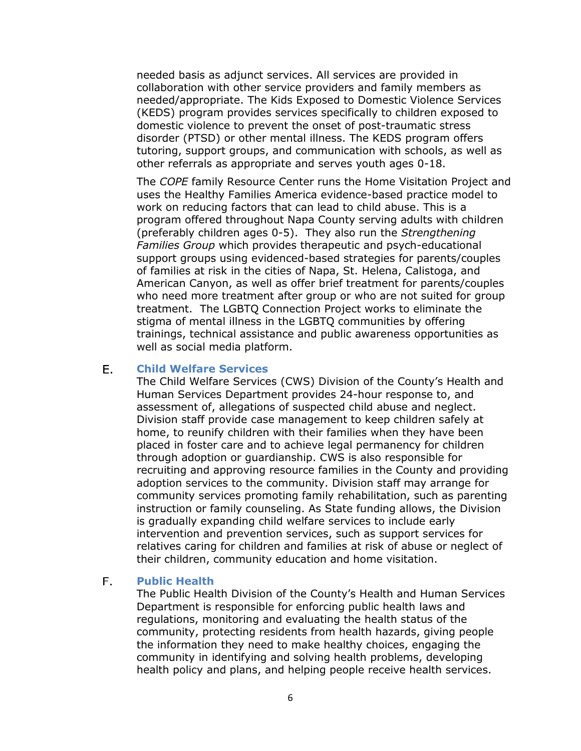needed basis as adjunct services. All services are provided in collaboration with other service providers and family members as needed/appropriate. The Kids Exposed to Domestic Violence Services (KEDS) program provides services specifically to children exposed to domestic violence to prevent the onset of post-traumatic stress disorder (PTSD) or other mental illness. The KEDS program offers tutoring, support groups, and communication with schools, as well as other referrals as appropriate and serves youth ages 0-18.

The *COPE* family Resource Center runs the Home Visitation Project and uses the Healthy Families America evidence-based practice model to work on reducing factors that can lead to child abuse. This is a program offered throughout Napa County serving adults with children (preferably children ages 0-5). They also run the *Strengthening Families Group* which provides therapeutic and psych-educational support groups using evidenced-based strategies for parents/couples of families at risk in the cities of Napa, St. Helena, Calistoga, and American Canyon, as well as offer brief treatment for parents/couples who need more treatment after group or who are not suited for group treatment. The LGBTQ Connection Project works to eliminate the stigma of mental illness in the LGBTQ communities by offering trainings, technical assistance and public awareness opportunities as well as social media platform.

## E. Child Welfare Services

The Child Welfare Services (CWS) Division of the County's Health and Human Services Department provides 24-hour response to, and assessment of, allegations of suspected child abuse and neglect. Division staff provide case management to keep children safely at home, to reunify children with their families when they have been placed in foster care and to achieve legal permanency for children through adoption or guardianship. CWS is also responsible for recruiting and approving resource families in the County and providing adoption services to the community. Division staff may arrange for community services promoting family rehabilitation, such as parenting instruction or family counseling. As State funding allows, the Division is gradually expanding child welfare services to include early intervention and prevention services, such as support services for relatives caring for children and families at risk of abuse or neglect of their children, community education and home visitation.

## F. Public Health

The Public Health Division of the County's Health and Human Services Department is responsible for enforcing public health laws and regulations, monitoring and evaluating the health status of the community, protecting residents from health hazards, giving people the information they need to make healthy choices, engaging the community in identifying and solving health problems, developing health policy and plans, and helping people receive health services.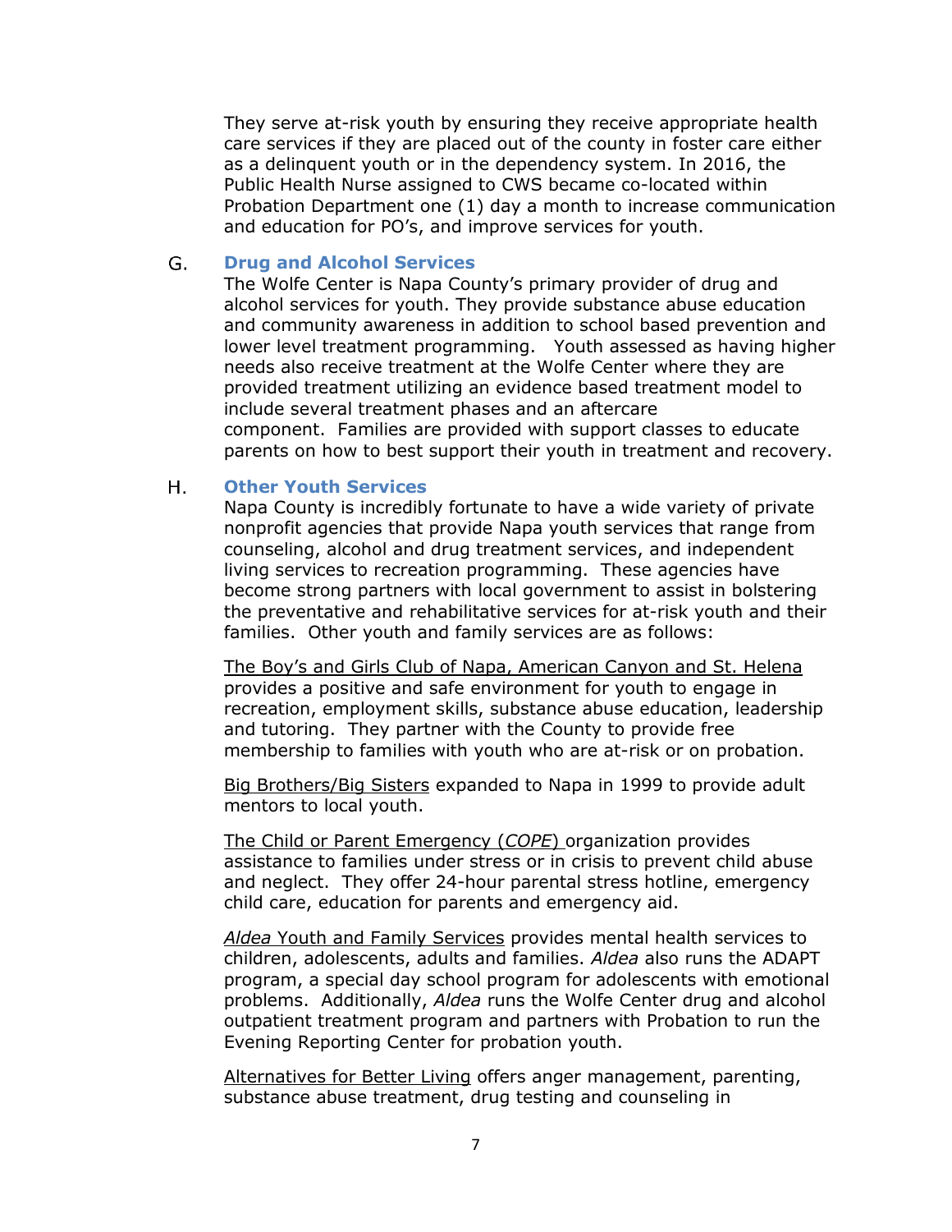They serve at-risk youth by ensuring they receive appropriate health care services if they are placed out of the county in foster care either as a delinquent youth or in the dependency system. In 2016, the Public Health Nurse assigned to CWS became co-located within Probation Department one (1) day a month to increase communication and education for PO's, and improve services for youth.

### G. Drug and Alcohol Services

The Wolfe Center is Napa County's primary provider of drug and alcohol services for youth. They provide substance abuse education and community awareness in addition to school based prevention and lower level treatment programming. Youth assessed as having higher needs also receive treatment at the Wolfe Center where they are provided treatment utilizing an evidence based treatment model to include several treatment phases and an aftercare component. Families are provided with support classes to educate parents on how to best support their youth in treatment and recovery.

### H. Other Youth Services

Napa County is incredibly fortunate to have a wide variety of private nonprofit agencies that provide Napa youth services that range from counseling, alcohol and drug treatment services, and independent living services to recreation programming. These agencies have become strong partners with local government to assist in bolstering the preventative and rehabilitative services for at-risk youth and their families. Other youth and family services are as follows:

<u>The Boy's and Girls Club of Napa, American Canyon and St. Helena</u> provides a positive and safe environment for youth to engage in recreation, employment skills, substance abuse education, leadership and tutoring. They partner with the County to provide free membership to families with youth who are at-risk or on probation.

<u>Big Brothers/Big Sisters</u> expanded to Napa in 1999 to provide adult mentors to local youth.

<u>The Child or Parent Emergency (*COPE*)</u> organization provides assistance to families under stress or in crisis to prevent child abuse and neglect. They offer 24-hour parental stress hotline, emergency child care, education for parents and emergency aid.

<u>*Aldea* Youth and Family Services</u> provides mental health services to children, adolescents, adults and families. *Aldea* also runs the ADAPT program, a special day school program for adolescents with emotional problems. Additionally, *Aldea* runs the Wolfe Center drug and alcohol outpatient treatment program and partners with Probation to run the Evening Reporting Center for probation youth.

<u>Alternatives for Better Living</u> offers anger management, parenting, substance abuse treatment, drug testing and counseling in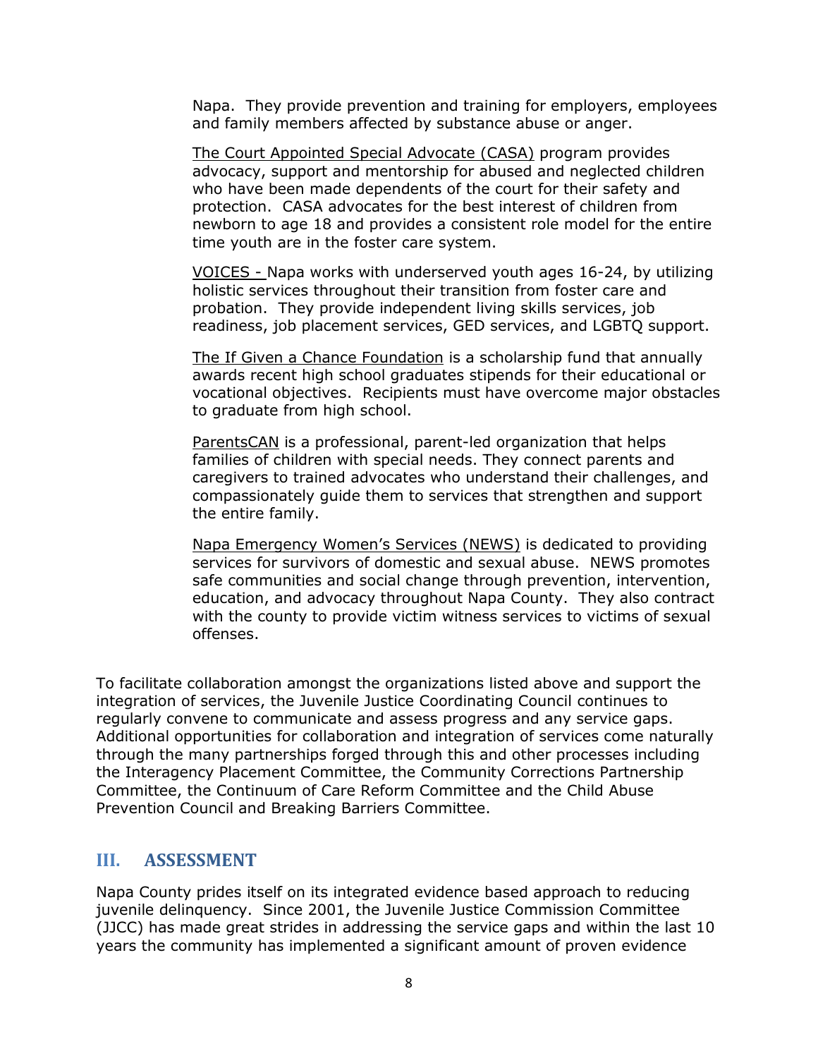Napa. They provide prevention and training for employers, employees and family members affected by substance abuse or anger.

The Court Appointed Special Advocate (CASA) program provides advocacy, support and mentorship for abused and neglected children who have been made dependents of the court for their safety and protection. CASA advocates for the best interest of children from newborn to age 18 and provides a consistent role model for the entire time youth are in the foster care system.

VOICES - Napa works with underserved youth ages 16-24, by utilizing holistic services throughout their transition from foster care and probation. They provide independent living skills services, job readiness, job placement services, GED services, and LGBTQ support.

The If Given a Chance Foundation is a scholarship fund that annually awards recent high school graduates stipends for their educational or vocational objectives. Recipients must have overcome major obstacles to graduate from high school.

ParentsCAN is a professional, parent-led organization that helps families of children with special needs. They connect parents and caregivers to trained advocates who understand their challenges, and compassionately guide them to services that strengthen and support the entire family.

Napa Emergency Women's Services (NEWS) is dedicated to providing services for survivors of domestic and sexual abuse. NEWS promotes safe communities and social change through prevention, intervention, education, and advocacy throughout Napa County. They also contract with the county to provide victim witness services to victims of sexual offenses.

To facilitate collaboration amongst the organizations listed above and support the integration of services, the Juvenile Justice Coordinating Council continues to regularly convene to communicate and assess progress and any service gaps. Additional opportunities for collaboration and integration of services come naturally through the many partnerships forged through this and other processes including the Interagency Placement Committee, the Community Corrections Partnership Committee, the Continuum of Care Reform Committee and the Child Abuse Prevention Council and Breaking Barriers Committee.

## III. ASSESSMENT

Napa County prides itself on its integrated evidence based approach to reducing juvenile delinquency. Since 2001, the Juvenile Justice Commission Committee (JJCC) has made great strides in addressing the service gaps and within the last 10 years the community has implemented a significant amount of proven evidence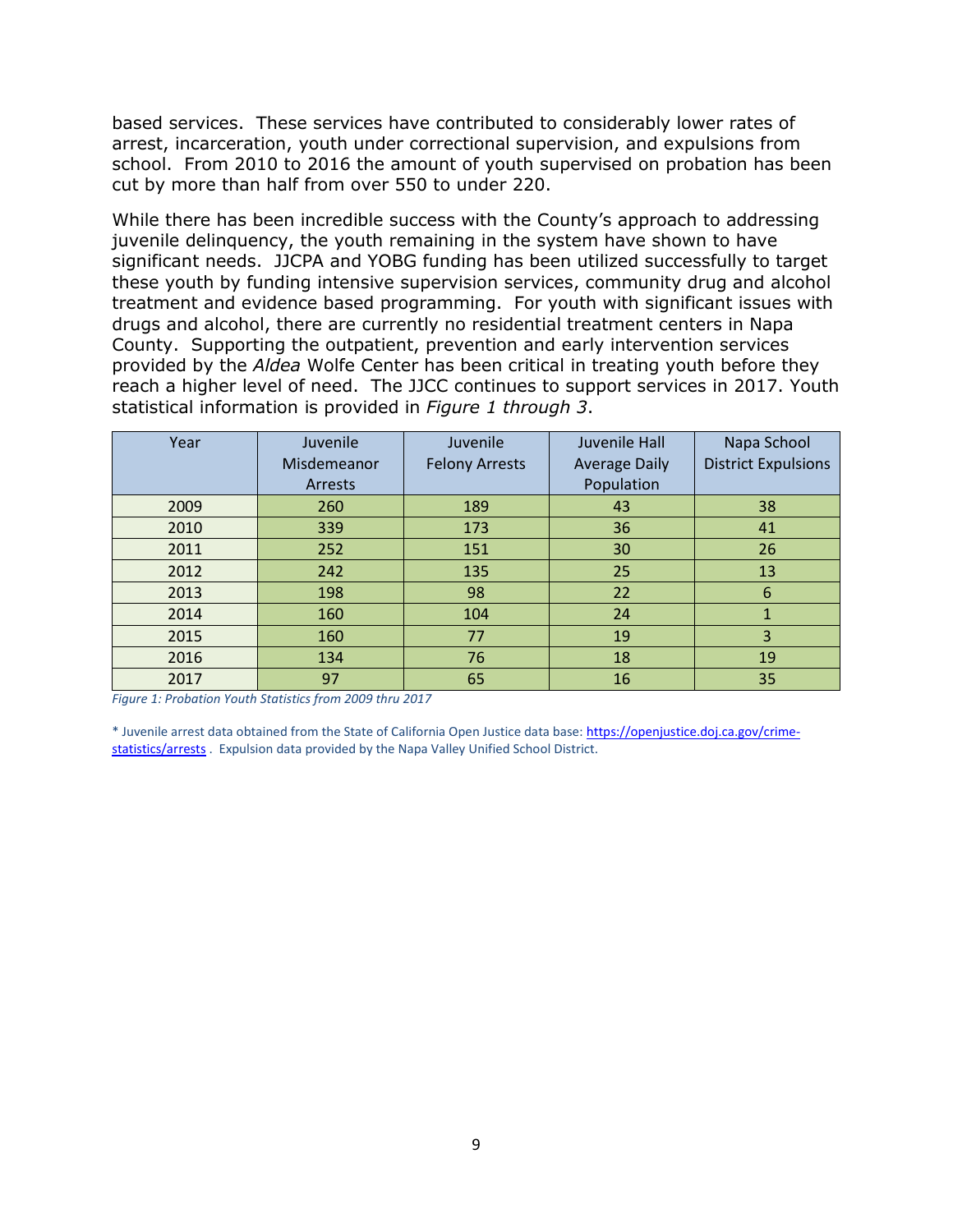based services. These services have contributed to considerably lower rates of arrest, incarceration, youth under correctional supervision, and expulsions from school. From 2010 to 2016 the amount of youth supervised on probation has been cut by more than half from over 550 to under 220.

While there has been incredible success with the County's approach to addressing juvenile delinquency, the youth remaining in the system have shown to have significant needs. JJCPA and YOBG funding has been utilized successfully to target these youth by funding intensive supervision services, community drug and alcohol treatment and evidence based programming. For youth with significant issues with drugs and alcohol, there are currently no residential treatment centers in Napa County. Supporting the outpatient, prevention and early intervention services provided by the *Aldea* Wolfe Center has been critical in treating youth before they reach a higher level of need. The JJCC continues to support services in 2017. Youth statistical information is provided in *Figure 1 through 3*.

| Year | Juvenile Misdemeanor Arrests | Juvenile Felony Arrests | Juvenile Hall Average Daily Population | Napa School District Expulsions |
|---|---|---|---|---|
| 2009 | 260 | 189 | 43 | 38 |
| 2010 | 339 | 173 | 36 | 41 |
| 2011 | 252 | 151 | 30 | 26 |
| 2012 | 242 | 135 | 25 | 13 |
| 2013 | 198 | 98 | 22 | 6 |
| 2014 | 160 | 104 | 24 | 1 |
| 2015 | 160 | 77 | 19 | 3 |
| 2016 | 134 | 76 | 18 | 19 |
| 2017 | 97 | 65 | 16 | 35 |

*Figure 1: Probation Youth Statistics from 2009 thru 2017*

* Juvenile arrest data obtained from the State of California Open Justice data base: https://openjustice.doj.ca.gov/crime-statistics/arrests . Expulsion data provided by the Napa Valley Unified School District.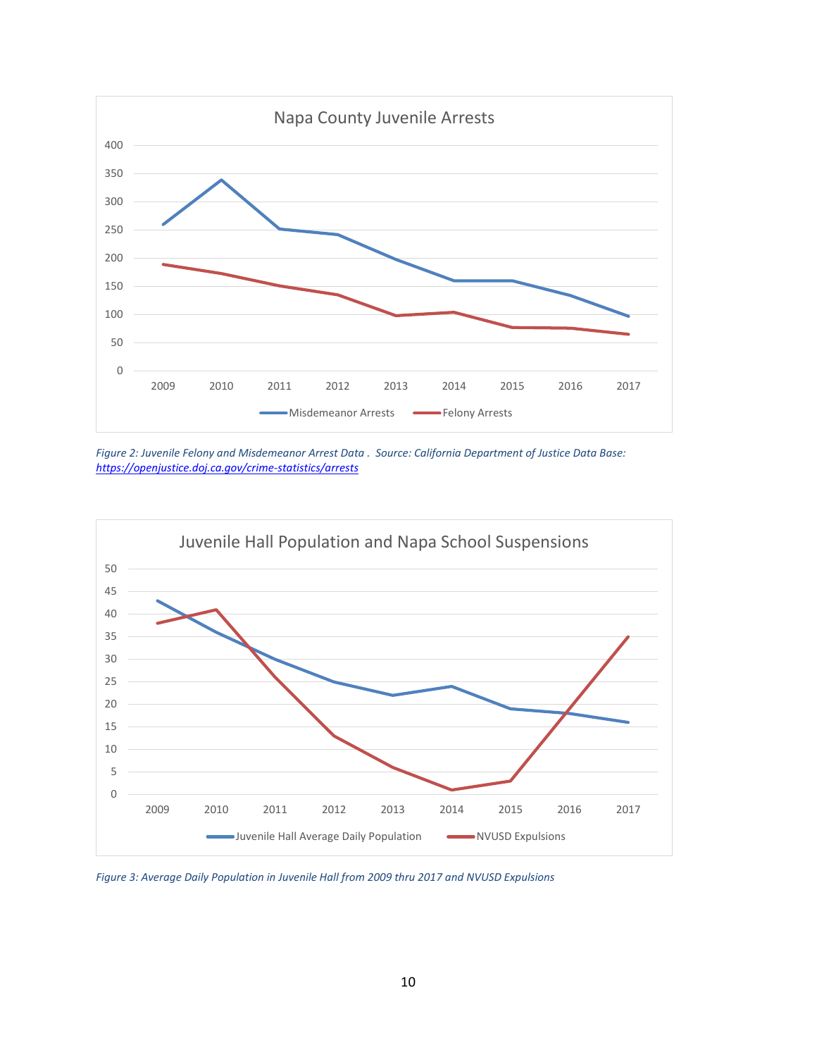*Figure 2: Juvenile Felony and Misdemeanor Arrest Data . Source: California Department of Justice Data Base: https://openjustice.doj.ca.gov/crime-statistics/arrests*

*Figure 3: Average Daily Population in Juvenile Hall from 2009 thru 2017 and NVUSD Expulsions*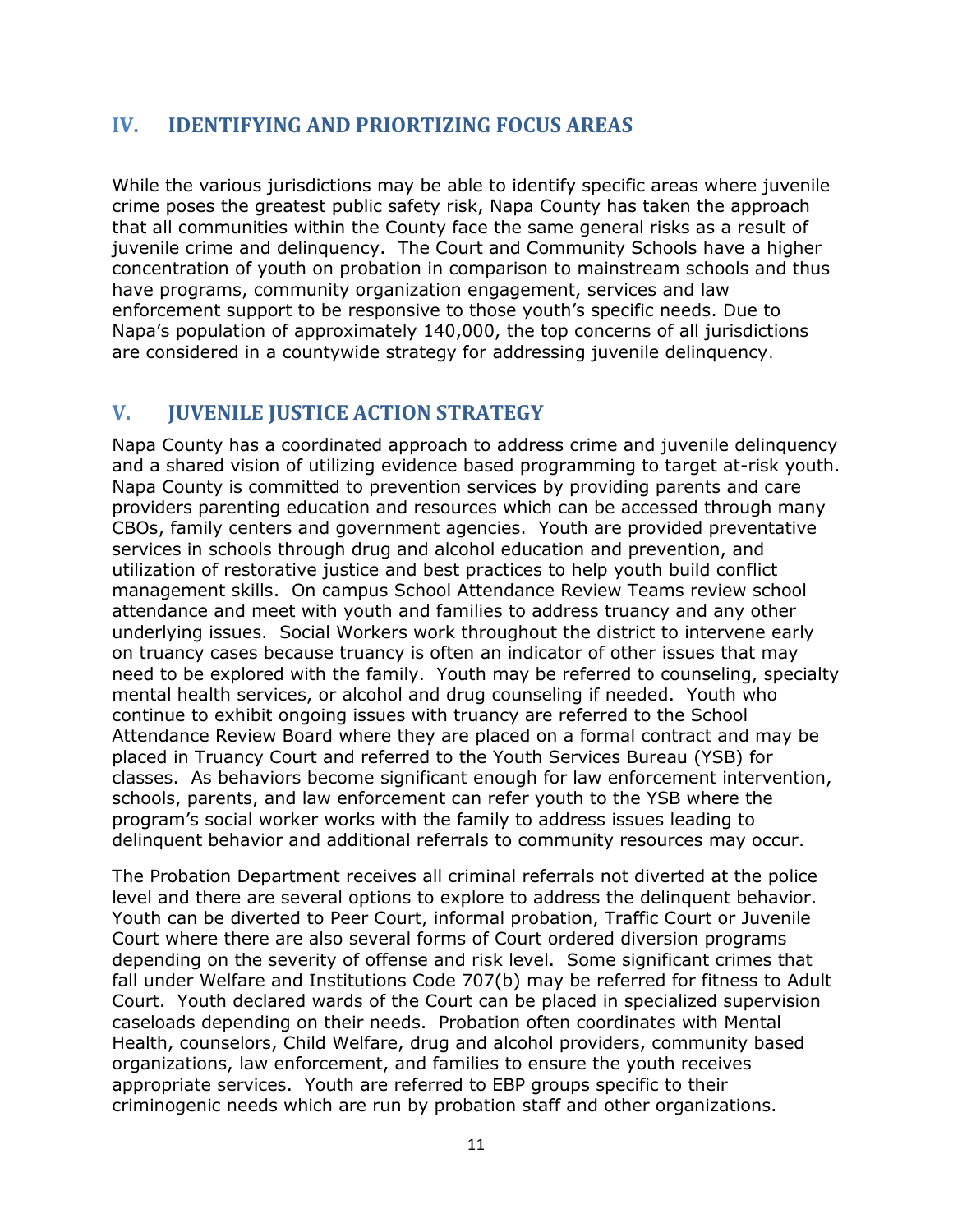## IV. IDENTIFYING AND PRIORTIZING FOCUS AREAS

While the various jurisdictions may be able to identify specific areas where juvenile crime poses the greatest public safety risk, Napa County has taken the approach that all communities within the County face the same general risks as a result of juvenile crime and delinquency. The Court and Community Schools have a higher concentration of youth on probation in comparison to mainstream schools and thus have programs, community organization engagement, services and law enforcement support to be responsive to those youth's specific needs. Due to Napa's population of approximately 140,000, the top concerns of all jurisdictions are considered in a countywide strategy for addressing juvenile delinquency.

## V. JUVENILE JUSTICE ACTION STRATEGY

Napa County has a coordinated approach to address crime and juvenile delinquency and a shared vision of utilizing evidence based programming to target at-risk youth. Napa County is committed to prevention services by providing parents and care providers parenting education and resources which can be accessed through many CBOs, family centers and government agencies. Youth are provided preventative services in schools through drug and alcohol education and prevention, and utilization of restorative justice and best practices to help youth build conflict management skills. On campus School Attendance Review Teams review school attendance and meet with youth and families to address truancy and any other underlying issues. Social Workers work throughout the district to intervene early on truancy cases because truancy is often an indicator of other issues that may need to be explored with the family. Youth may be referred to counseling, specialty mental health services, or alcohol and drug counseling if needed. Youth who continue to exhibit ongoing issues with truancy are referred to the School Attendance Review Board where they are placed on a formal contract and may be placed in Truancy Court and referred to the Youth Services Bureau (YSB) for classes. As behaviors become significant enough for law enforcement intervention, schools, parents, and law enforcement can refer youth to the YSB where the program's social worker works with the family to address issues leading to delinquent behavior and additional referrals to community resources may occur.

The Probation Department receives all criminal referrals not diverted at the police level and there are several options to explore to address the delinquent behavior. Youth can be diverted to Peer Court, informal probation, Traffic Court or Juvenile Court where there are also several forms of Court ordered diversion programs depending on the severity of offense and risk level. Some significant crimes that fall under Welfare and Institutions Code 707(b) may be referred for fitness to Adult Court. Youth declared wards of the Court can be placed in specialized supervision caseloads depending on their needs. Probation often coordinates with Mental Health, counselors, Child Welfare, drug and alcohol providers, community based organizations, law enforcement, and families to ensure the youth receives appropriate services. Youth are referred to EBP groups specific to their criminogenic needs which are run by probation staff and other organizations.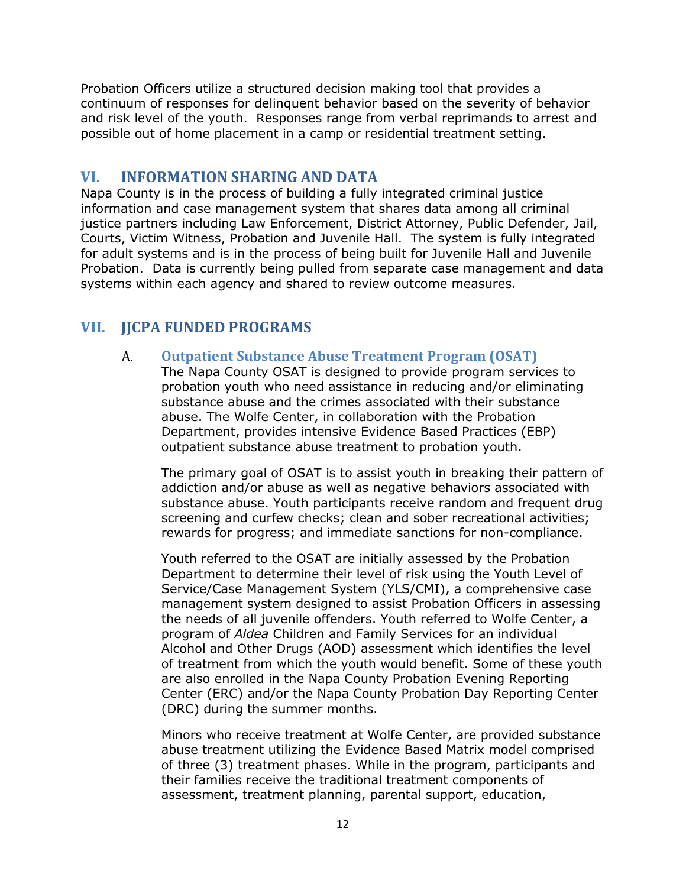Probation Officers utilize a structured decision making tool that provides a continuum of responses for delinquent behavior based on the severity of behavior and risk level of the youth. Responses range from verbal reprimands to arrest and possible out of home placement in a camp or residential treatment setting.

## VI. INFORMATION SHARING AND DATA

Napa County is in the process of building a fully integrated criminal justice information and case management system that shares data among all criminal justice partners including Law Enforcement, District Attorney, Public Defender, Jail, Courts, Victim Witness, Probation and Juvenile Hall. The system is fully integrated for adult systems and is in the process of being built for Juvenile Hall and Juvenile Probation. Data is currently being pulled from separate case management and data systems within each agency and shared to review outcome measures.

## VII. JJCPA FUNDED PROGRAMS

### A. Outpatient Substance Abuse Treatment Program (OSAT)

The Napa County OSAT is designed to provide program services to probation youth who need assistance in reducing and/or eliminating substance abuse and the crimes associated with their substance abuse. The Wolfe Center, in collaboration with the Probation Department, provides intensive Evidence Based Practices (EBP) outpatient substance abuse treatment to probation youth.

The primary goal of OSAT is to assist youth in breaking their pattern of addiction and/or abuse as well as negative behaviors associated with substance abuse. Youth participants receive random and frequent drug screening and curfew checks; clean and sober recreational activities; rewards for progress; and immediate sanctions for non-compliance.

Youth referred to the OSAT are initially assessed by the Probation Department to determine their level of risk using the Youth Level of Service/Case Management System (YLS/CMI), a comprehensive case management system designed to assist Probation Officers in assessing the needs of all juvenile offenders. Youth referred to Wolfe Center, a program of *Aldea* Children and Family Services for an individual Alcohol and Other Drugs (AOD) assessment which identifies the level of treatment from which the youth would benefit. Some of these youth are also enrolled in the Napa County Probation Evening Reporting Center (ERC) and/or the Napa County Probation Day Reporting Center (DRC) during the summer months.

Minors who receive treatment at Wolfe Center, are provided substance abuse treatment utilizing the Evidence Based Matrix model comprised of three (3) treatment phases. While in the program, participants and their families receive the traditional treatment components of assessment, treatment planning, parental support, education,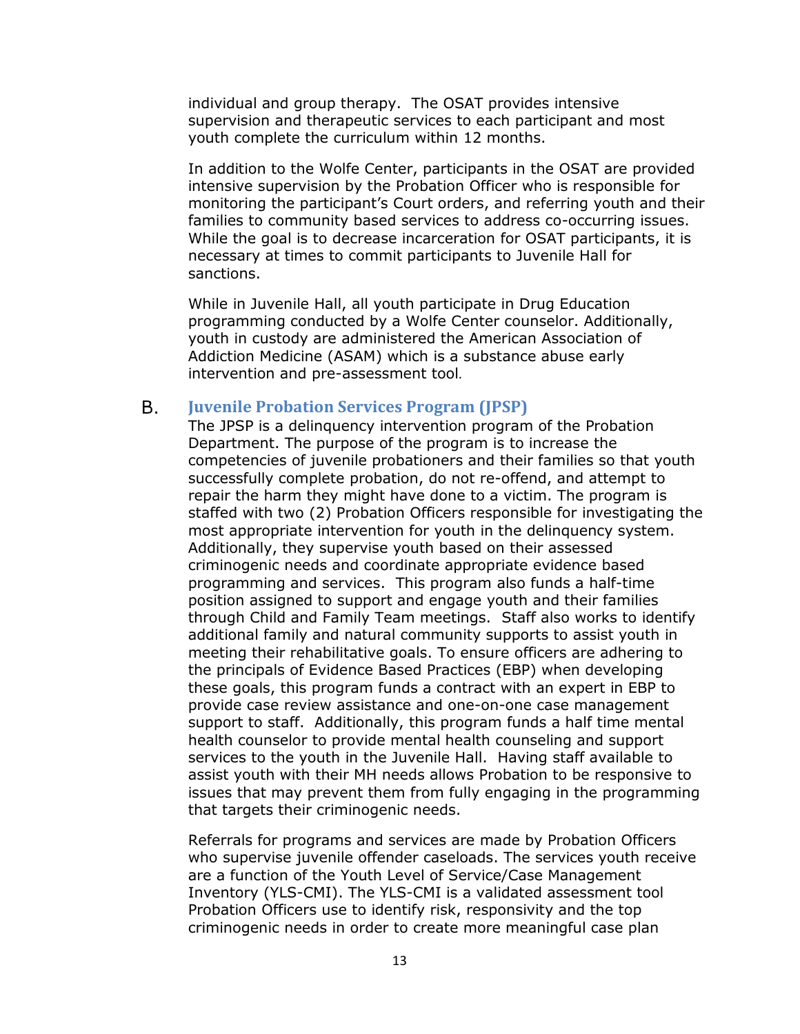individual and group therapy. The OSAT provides intensive supervision and therapeutic services to each participant and most youth complete the curriculum within 12 months.

In addition to the Wolfe Center, participants in the OSAT are provided intensive supervision by the Probation Officer who is responsible for monitoring the participant's Court orders, and referring youth and their families to community based services to address co-occurring issues. While the goal is to decrease incarceration for OSAT participants, it is necessary at times to commit participants to Juvenile Hall for sanctions.

While in Juvenile Hall, all youth participate in Drug Education programming conducted by a Wolfe Center counselor. Additionally, youth in custody are administered the American Association of Addiction Medicine (ASAM) which is a substance abuse early intervention and pre-assessment tool.

## B. Juvenile Probation Services Program (JPSP)

The JPSP is a delinquency intervention program of the Probation Department. The purpose of the program is to increase the competencies of juvenile probationers and their families so that youth successfully complete probation, do not re-offend, and attempt to repair the harm they might have done to a victim. The program is staffed with two (2) Probation Officers responsible for investigating the most appropriate intervention for youth in the delinquency system. Additionally, they supervise youth based on their assessed criminogenic needs and coordinate appropriate evidence based programming and services. This program also funds a half-time position assigned to support and engage youth and their families through Child and Family Team meetings. Staff also works to identify additional family and natural community supports to assist youth in meeting their rehabilitative goals. To ensure officers are adhering to the principals of Evidence Based Practices (EBP) when developing these goals, this program funds a contract with an expert in EBP to provide case review assistance and one-on-one case management support to staff. Additionally, this program funds a half time mental health counselor to provide mental health counseling and support services to the youth in the Juvenile Hall. Having staff available to assist youth with their MH needs allows Probation to be responsive to issues that may prevent them from fully engaging in the programming that targets their criminogenic needs.

Referrals for programs and services are made by Probation Officers who supervise juvenile offender caseloads. The services youth receive are a function of the Youth Level of Service/Case Management Inventory (YLS-CMI). The YLS-CMI is a validated assessment tool Probation Officers use to identify risk, responsivity and the top criminogenic needs in order to create more meaningful case plan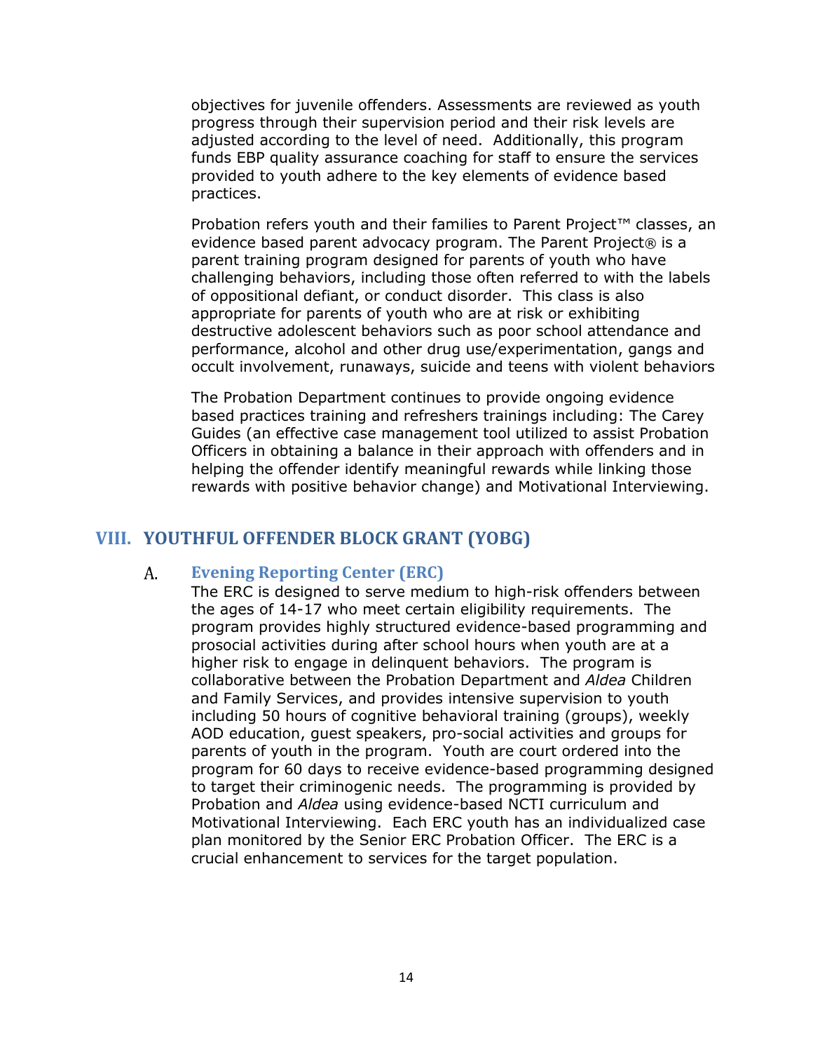objectives for juvenile offenders. Assessments are reviewed as youth progress through their supervision period and their risk levels are adjusted according to the level of need. Additionally, this program funds EBP quality assurance coaching for staff to ensure the services provided to youth adhere to the key elements of evidence based practices.

Probation refers youth and their families to Parent Project™ classes, an evidence based parent advocacy program. The Parent Project® is a parent training program designed for parents of youth who have challenging behaviors, including those often referred to with the labels of oppositional defiant, or conduct disorder. This class is also appropriate for parents of youth who are at risk or exhibiting destructive adolescent behaviors such as poor school attendance and performance, alcohol and other drug use/experimentation, gangs and occult involvement, runaways, suicide and teens with violent behaviors

The Probation Department continues to provide ongoing evidence based practices training and refreshers trainings including: The Carey Guides (an effective case management tool utilized to assist Probation Officers in obtaining a balance in their approach with offenders and in helping the offender identify meaningful rewards while linking those rewards with positive behavior change) and Motivational Interviewing.

## VIII. YOUTHFUL OFFENDER BLOCK GRANT (YOBG)

### A. Evening Reporting Center (ERC)

The ERC is designed to serve medium to high-risk offenders between the ages of 14-17 who meet certain eligibility requirements. The program provides highly structured evidence-based programming and prosocial activities during after school hours when youth are at a higher risk to engage in delinquent behaviors. The program is collaborative between the Probation Department and *Aldea* Children and Family Services, and provides intensive supervision to youth including 50 hours of cognitive behavioral training (groups), weekly AOD education, guest speakers, pro-social activities and groups for parents of youth in the program. Youth are court ordered into the program for 60 days to receive evidence-based programming designed to target their criminogenic needs. The programming is provided by Probation and *Aldea* using evidence-based NCTI curriculum and Motivational Interviewing. Each ERC youth has an individualized case plan monitored by the Senior ERC Probation Officer. The ERC is a crucial enhancement to services for the target population.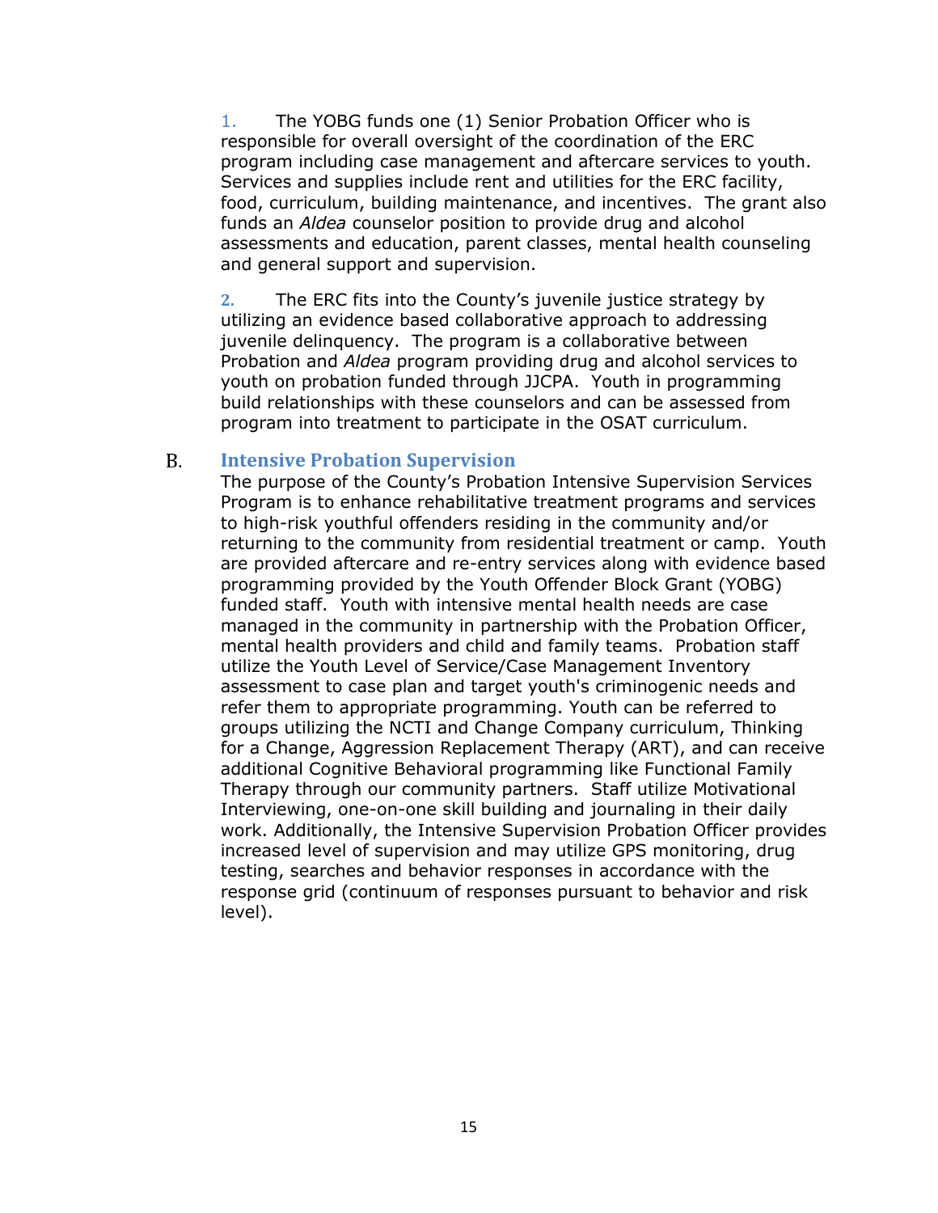1. The YOBG funds one (1) Senior Probation Officer who is responsible for overall oversight of the coordination of the ERC program including case management and aftercare services to youth. Services and supplies include rent and utilities for the ERC facility, food, curriculum, building maintenance, and incentives. The grant also funds an *Aldea* counselor position to provide drug and alcohol assessments and education, parent classes, mental health counseling and general support and supervision.

2. The ERC fits into the County's juvenile justice strategy by utilizing an evidence based collaborative approach to addressing juvenile delinquency. The program is a collaborative between Probation and *Aldea* program providing drug and alcohol services to youth on probation funded through JJCPA. Youth in programming build relationships with these counselors and can be assessed from program into treatment to participate in the OSAT curriculum.

## B. Intensive Probation Supervision

The purpose of the County's Probation Intensive Supervision Services Program is to enhance rehabilitative treatment programs and services to high-risk youthful offenders residing in the community and/or returning to the community from residential treatment or camp. Youth are provided aftercare and re-entry services along with evidence based programming provided by the Youth Offender Block Grant (YOBG) funded staff. Youth with intensive mental health needs are case managed in the community in partnership with the Probation Officer, mental health providers and child and family teams. Probation staff utilize the Youth Level of Service/Case Management Inventory assessment to case plan and target youth's criminogenic needs and refer them to appropriate programming. Youth can be referred to groups utilizing the NCTI and Change Company curriculum, Thinking for a Change, Aggression Replacement Therapy (ART), and can receive additional Cognitive Behavioral programming like Functional Family Therapy through our community partners. Staff utilize Motivational Interviewing, one-on-one skill building and journaling in their daily work. Additionally, the Intensive Supervision Probation Officer provides increased level of supervision and may utilize GPS monitoring, drug testing, searches and behavior responses in accordance with the response grid (continuum of responses pursuant to behavior and risk level).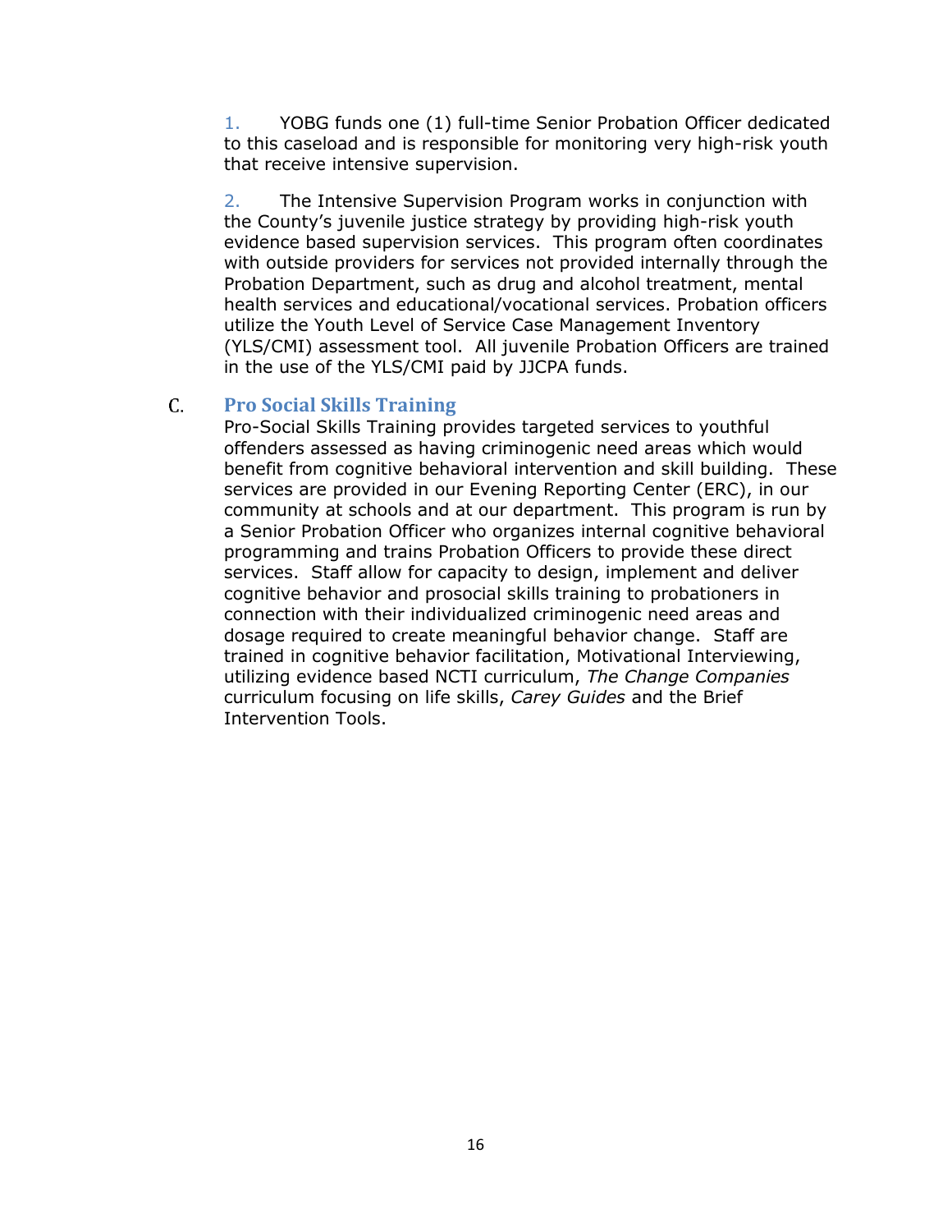1. YOBG funds one (1) full-time Senior Probation Officer dedicated to this caseload and is responsible for monitoring very high-risk youth that receive intensive supervision.

2. The Intensive Supervision Program works in conjunction with the County's juvenile justice strategy by providing high-risk youth evidence based supervision services. This program often coordinates with outside providers for services not provided internally through the Probation Department, such as drug and alcohol treatment, mental health services and educational/vocational services. Probation officers utilize the Youth Level of Service Case Management Inventory (YLS/CMI) assessment tool. All juvenile Probation Officers are trained in the use of the YLS/CMI paid by JJCPA funds.

### C. Pro Social Skills Training

Pro-Social Skills Training provides targeted services to youthful offenders assessed as having criminogenic need areas which would benefit from cognitive behavioral intervention and skill building. These services are provided in our Evening Reporting Center (ERC), in our community at schools and at our department. This program is run by a Senior Probation Officer who organizes internal cognitive behavioral programming and trains Probation Officers to provide these direct services. Staff allow for capacity to design, implement and deliver cognitive behavior and prosocial skills training to probationers in connection with their individualized criminogenic need areas and dosage required to create meaningful behavior change. Staff are trained in cognitive behavior facilitation, Motivational Interviewing, utilizing evidence based NCTI curriculum, *The Change Companies* curriculum focusing on life skills, *Carey Guides* and the Brief Intervention Tools.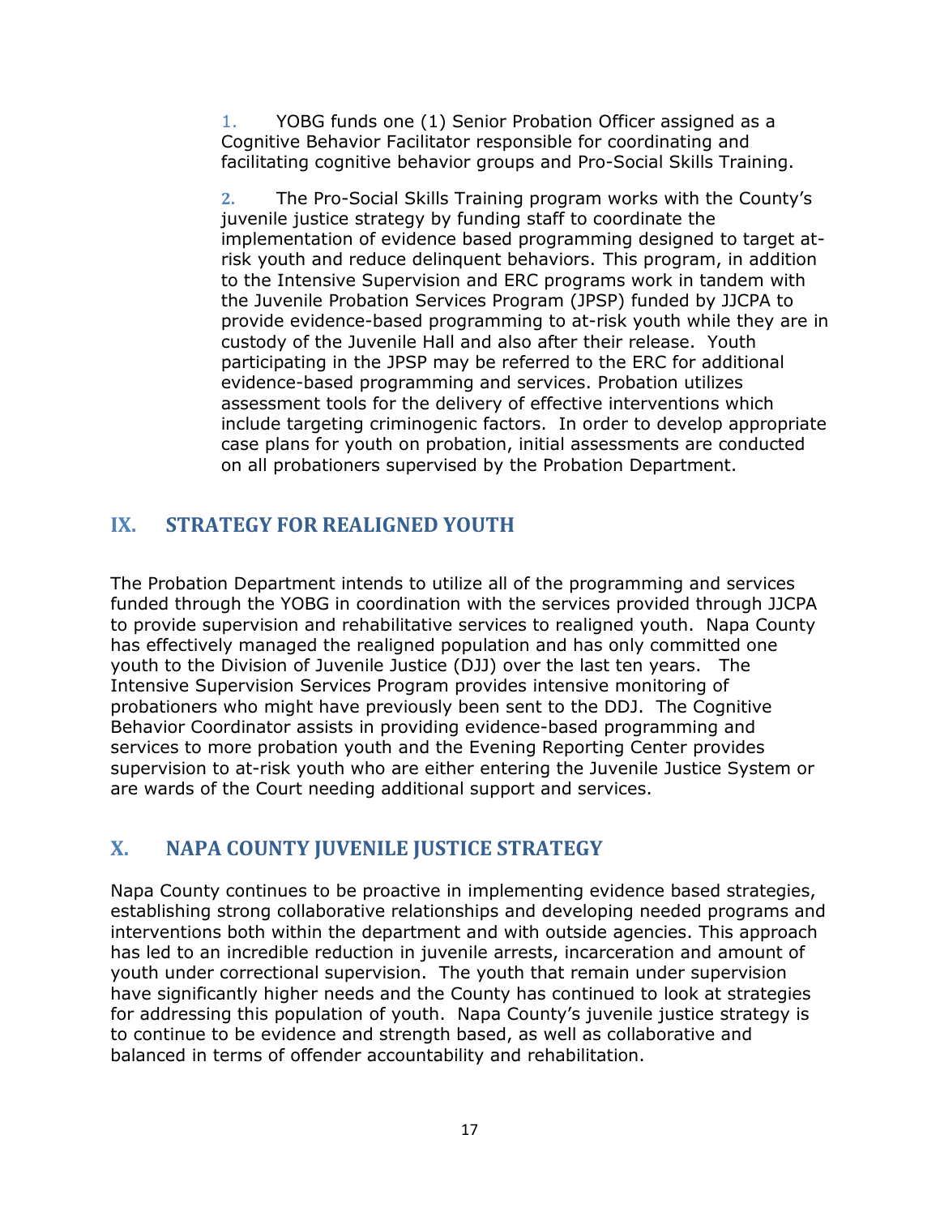1. YOBG funds one (1) Senior Probation Officer assigned as a Cognitive Behavior Facilitator responsible for coordinating and facilitating cognitive behavior groups and Pro-Social Skills Training.

2. The Pro-Social Skills Training program works with the County's juvenile justice strategy by funding staff to coordinate the implementation of evidence based programming designed to target at-risk youth and reduce delinquent behaviors. This program, in addition to the Intensive Supervision and ERC programs work in tandem with the Juvenile Probation Services Program (JPSP) funded by JJCPA to provide evidence-based programming to at-risk youth while they are in custody of the Juvenile Hall and also after their release. Youth participating in the JPSP may be referred to the ERC for additional evidence-based programming and services. Probation utilizes assessment tools for the delivery of effective interventions which include targeting criminogenic factors. In order to develop appropriate case plans for youth on probation, initial assessments are conducted on all probationers supervised by the Probation Department.

## IX. STRATEGY FOR REALIGNED YOUTH

The Probation Department intends to utilize all of the programming and services funded through the YOBG in coordination with the services provided through JJCPA to provide supervision and rehabilitative services to realigned youth. Napa County has effectively managed the realigned population and has only committed one youth to the Division of Juvenile Justice (DJJ) over the last ten years. The Intensive Supervision Services Program provides intensive monitoring of probationers who might have previously been sent to the DDJ. The Cognitive Behavior Coordinator assists in providing evidence-based programming and services to more probation youth and the Evening Reporting Center provides supervision to at-risk youth who are either entering the Juvenile Justice System or are wards of the Court needing additional support and services.

## X. NAPA COUNTY JUVENILE JUSTICE STRATEGY

Napa County continues to be proactive in implementing evidence based strategies, establishing strong collaborative relationships and developing needed programs and interventions both within the department and with outside agencies. This approach has led to an incredible reduction in juvenile arrests, incarceration and amount of youth under correctional supervision. The youth that remain under supervision have significantly higher needs and the County has continued to look at strategies for addressing this population of youth. Napa County's juvenile justice strategy is to continue to be evidence and strength based, as well as collaborative and balanced in terms of offender accountability and rehabilitation.